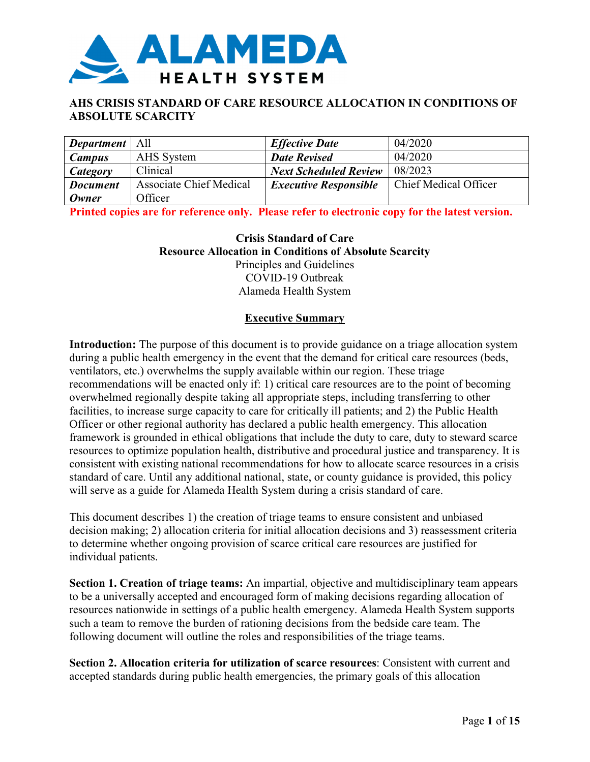# AHS CRISIS STANDARD OF CARE RESOURCE ALLOCATION IN CONDITIONS OF ABSOLUTE SCARCITY

| ***Department*** | All | ***Effective Date*** | 04/2020 |
|---|---|---|---|
| ***Campus*** | AHS System | ***Date Revised*** | 04/2020 |
| ***Category*** | Clinical | ***Next Scheduled Review*** | 08/2023 |
| ***Document Owner*** | Associate Chief Medical Officer | ***Executive Responsible*** | Chief Medical Officer |

**Printed copies are for reference only. Please refer to electronic copy for the latest version.**

**Crisis Standard of Care**
**Resource Allocation in Conditions of Absolute Scarcity**
Principles and Guidelines
COVID-19 Outbreak
Alameda Health System

## Executive Summary

**Introduction:** The purpose of this document is to provide guidance on a triage allocation system during a public health emergency in the event that the demand for critical care resources (beds, ventilators, etc.) overwhelms the supply available within our region. These triage recommendations will be enacted only if: 1) critical care resources are to the point of becoming overwhelmed regionally despite taking all appropriate steps, including transferring to other facilities, to increase surge capacity to care for critically ill patients; and 2) the Public Health Officer or other regional authority has declared a public health emergency. This allocation framework is grounded in ethical obligations that include the duty to care, duty to steward scarce resources to optimize population health, distributive and procedural justice and transparency. It is consistent with existing national recommendations for how to allocate scarce resources in a crisis standard of care. Until any additional national, state, or county guidance is provided, this policy will serve as a guide for Alameda Health System during a crisis standard of care.

This document describes 1) the creation of triage teams to ensure consistent and unbiased decision making; 2) allocation criteria for initial allocation decisions and 3) reassessment criteria to determine whether ongoing provision of scarce critical care resources are justified for individual patients.

**Section 1. Creation of triage teams:** An impartial, objective and multidisciplinary team appears to be a universally accepted and encouraged form of making decisions regarding allocation of resources nationwide in settings of a public health emergency. Alameda Health System supports such a team to remove the burden of rationing decisions from the bedside care team. The following document will outline the roles and responsibilities of the triage teams.

**Section 2. Allocation criteria for utilization of scarce resources**: Consistent with current and accepted standards during public health emergencies, the primary goals of this allocation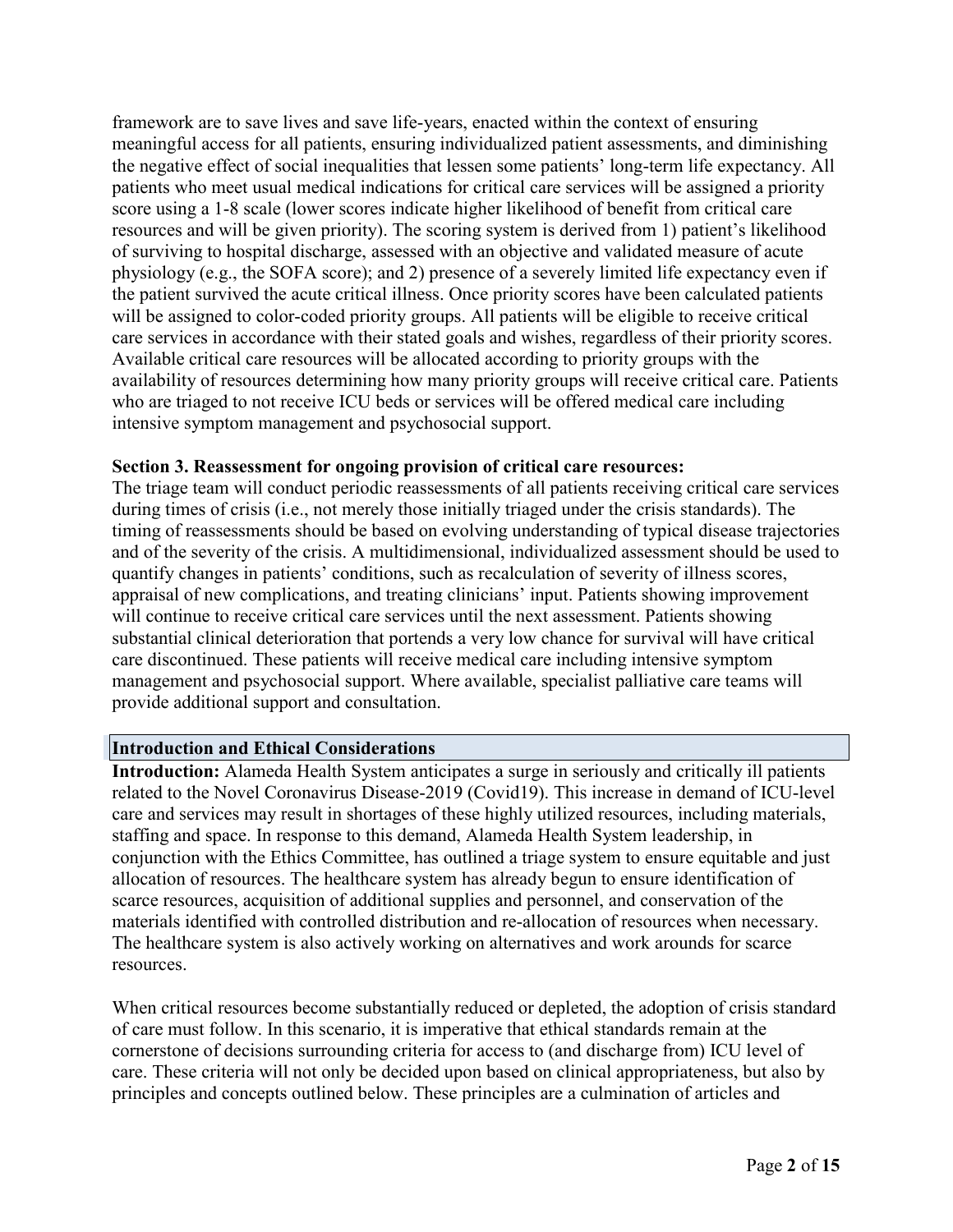framework are to save lives and save life-years, enacted within the context of ensuring meaningful access for all patients, ensuring individualized patient assessments, and diminishing the negative effect of social inequalities that lessen some patients' long-term life expectancy. All patients who meet usual medical indications for critical care services will be assigned a priority score using a 1-8 scale (lower scores indicate higher likelihood of benefit from critical care resources and will be given priority). The scoring system is derived from 1) patient's likelihood of surviving to hospital discharge, assessed with an objective and validated measure of acute physiology (e.g., the SOFA score); and 2) presence of a severely limited life expectancy even if the patient survived the acute critical illness. Once priority scores have been calculated patients will be assigned to color-coded priority groups. All patients will be eligible to receive critical care services in accordance with their stated goals and wishes, regardless of their priority scores. Available critical care resources will be allocated according to priority groups with the availability of resources determining how many priority groups will receive critical care. Patients who are triaged to not receive ICU beds or services will be offered medical care including intensive symptom management and psychosocial support.

**Section 3. Reassessment for ongoing provision of critical care resources:**
The triage team will conduct periodic reassessments of all patients receiving critical care services during times of crisis (i.e., not merely those initially triaged under the crisis standards). The timing of reassessments should be based on evolving understanding of typical disease trajectories and of the severity of the crisis. A multidimensional, individualized assessment should be used to quantify changes in patients' conditions, such as recalculation of severity of illness scores, appraisal of new complications, and treating clinicians' input. Patients showing improvement will continue to receive critical care services until the next assessment. Patients showing substantial clinical deterioration that portends a very low chance for survival will have critical care discontinued. These patients will receive medical care including intensive symptom management and psychosocial support. Where available, specialist palliative care teams will provide additional support and consultation.

## Introduction and Ethical Considerations

**Introduction:** Alameda Health System anticipates a surge in seriously and critically ill patients related to the Novel Coronavirus Disease-2019 (Covid19). This increase in demand of ICU-level care and services may result in shortages of these highly utilized resources, including materials, staffing and space. In response to this demand, Alameda Health System leadership, in conjunction with the Ethics Committee, has outlined a triage system to ensure equitable and just allocation of resources. The healthcare system has already begun to ensure identification of scarce resources, acquisition of additional supplies and personnel, and conservation of the materials identified with controlled distribution and re-allocation of resources when necessary. The healthcare system is also actively working on alternatives and work arounds for scarce resources.

When critical resources become substantially reduced or depleted, the adoption of crisis standard of care must follow. In this scenario, it is imperative that ethical standards remain at the cornerstone of decisions surrounding criteria for access to (and discharge from) ICU level of care. These criteria will not only be decided upon based on clinical appropriateness, but also by principles and concepts outlined below. These principles are a culmination of articles and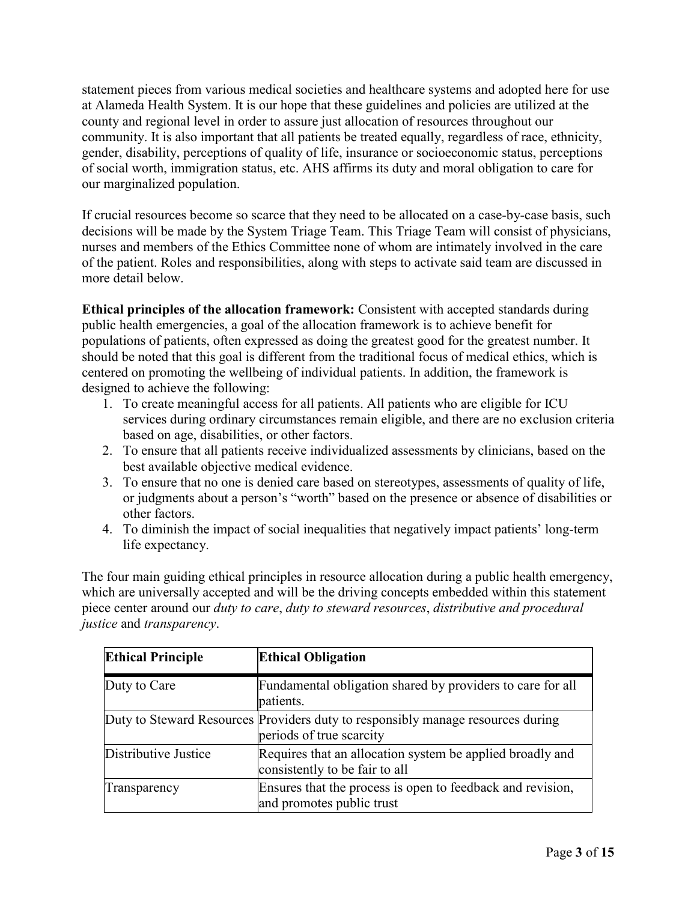statement pieces from various medical societies and healthcare systems and adopted here for use at Alameda Health System. It is our hope that these guidelines and policies are utilized at the county and regional level in order to assure just allocation of resources throughout our community. It is also important that all patients be treated equally, regardless of race, ethnicity, gender, disability, perceptions of quality of life, insurance or socioeconomic status, perceptions of social worth, immigration status, etc. AHS affirms its duty and moral obligation to care for our marginalized population.

If crucial resources become so scarce that they need to be allocated on a case-by-case basis, such decisions will be made by the System Triage Team. This Triage Team will consist of physicians, nurses and members of the Ethics Committee none of whom are intimately involved in the care of the patient. Roles and responsibilities, along with steps to activate said team are discussed in more detail below.

**Ethical principles of the allocation framework:** Consistent with accepted standards during public health emergencies, a goal of the allocation framework is to achieve benefit for populations of patients, often expressed as doing the greatest good for the greatest number. It should be noted that this goal is different from the traditional focus of medical ethics, which is centered on promoting the wellbeing of individual patients. In addition, the framework is designed to achieve the following:

1. To create meaningful access for all patients. All patients who are eligible for ICU services during ordinary circumstances remain eligible, and there are no exclusion criteria based on age, disabilities, or other factors.
2. To ensure that all patients receive individualized assessments by clinicians, based on the best available objective medical evidence.
3. To ensure that no one is denied care based on stereotypes, assessments of quality of life, or judgments about a person's "worth" based on the presence or absence of disabilities or other factors.
4. To diminish the impact of social inequalities that negatively impact patients' long-term life expectancy.

The four main guiding ethical principles in resource allocation during a public health emergency, which are universally accepted and will be the driving concepts embedded within this statement piece center around our *duty to care*, *duty to steward resources*, *distributive and procedural justice* and *transparency*.

| **Ethical Principle** | **Ethical Obligation** |
|---|---|
| Duty to Care | Fundamental obligation shared by providers to care for all patients. |
| Duty to Steward Resources | Providers duty to responsibly manage resources during periods of true scarcity |
| Distributive Justice | Requires that an allocation system be applied broadly and consistently to be fair to all |
| Transparency | Ensures that the process is open to feedback and revision, and promotes public trust |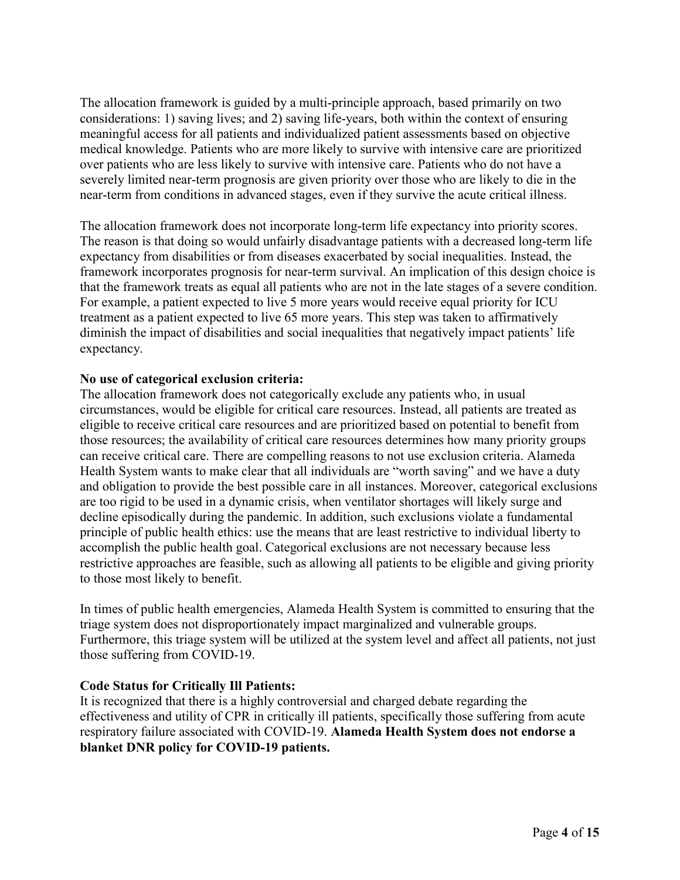The allocation framework is guided by a multi-principle approach, based primarily on two considerations: 1) saving lives; and 2) saving life-years, both within the context of ensuring meaningful access for all patients and individualized patient assessments based on objective medical knowledge. Patients who are more likely to survive with intensive care are prioritized over patients who are less likely to survive with intensive care. Patients who do not have a severely limited near-term prognosis are given priority over those who are likely to die in the near-term from conditions in advanced stages, even if they survive the acute critical illness.

The allocation framework does not incorporate long-term life expectancy into priority scores. The reason is that doing so would unfairly disadvantage patients with a decreased long-term life expectancy from disabilities or from diseases exacerbated by social inequalities. Instead, the framework incorporates prognosis for near-term survival. An implication of this design choice is that the framework treats as equal all patients who are not in the late stages of a severe condition. For example, a patient expected to live 5 more years would receive equal priority for ICU treatment as a patient expected to live 65 more years. This step was taken to affirmatively diminish the impact of disabilities and social inequalities that negatively impact patients' life expectancy.

**No use of categorical exclusion criteria:**

The allocation framework does not categorically exclude any patients who, in usual circumstances, would be eligible for critical care resources. Instead, all patients are treated as eligible to receive critical care resources and are prioritized based on potential to benefit from those resources; the availability of critical care resources determines how many priority groups can receive critical care. There are compelling reasons to not use exclusion criteria. Alameda Health System wants to make clear that all individuals are "worth saving" and we have a duty and obligation to provide the best possible care in all instances. Moreover, categorical exclusions are too rigid to be used in a dynamic crisis, when ventilator shortages will likely surge and decline episodically during the pandemic. In addition, such exclusions violate a fundamental principle of public health ethics: use the means that are least restrictive to individual liberty to accomplish the public health goal. Categorical exclusions are not necessary because less restrictive approaches are feasible, such as allowing all patients to be eligible and giving priority to those most likely to benefit.

In times of public health emergencies, Alameda Health System is committed to ensuring that the triage system does not disproportionately impact marginalized and vulnerable groups. Furthermore, this triage system will be utilized at the system level and affect all patients, not just those suffering from COVID-19.

**Code Status for Critically Ill Patients:**

It is recognized that there is a highly controversial and charged debate regarding the effectiveness and utility of CPR in critically ill patients, specifically those suffering from acute respiratory failure associated with COVID-19. **Alameda Health System does not endorse a blanket DNR policy for COVID-19 patients.**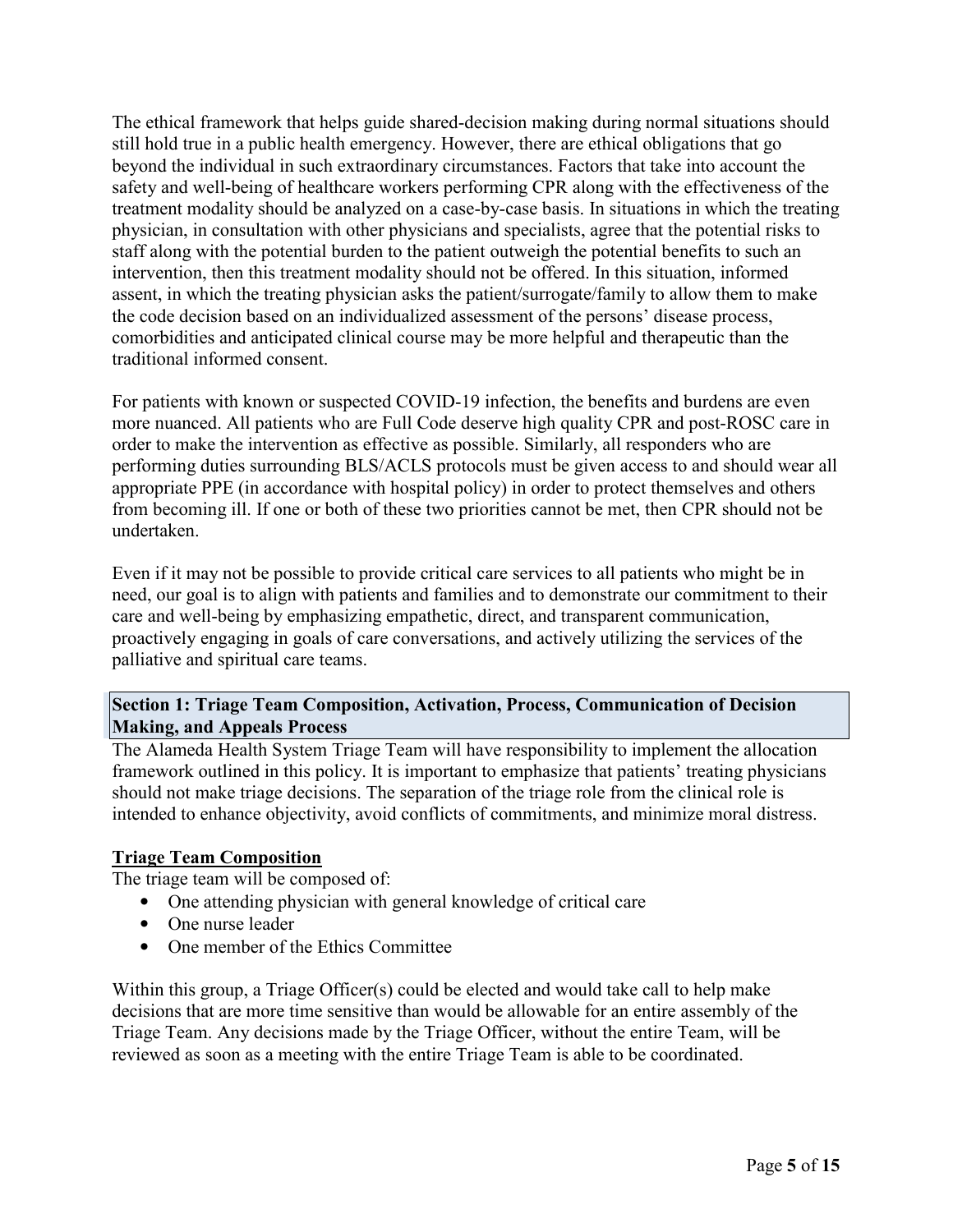The ethical framework that helps guide shared-decision making during normal situations should still hold true in a public health emergency. However, there are ethical obligations that go beyond the individual in such extraordinary circumstances. Factors that take into account the safety and well-being of healthcare workers performing CPR along with the effectiveness of the treatment modality should be analyzed on a case-by-case basis. In situations in which the treating physician, in consultation with other physicians and specialists, agree that the potential risks to staff along with the potential burden to the patient outweigh the potential benefits to such an intervention, then this treatment modality should not be offered. In this situation, informed assent, in which the treating physician asks the patient/surrogate/family to allow them to make the code decision based on an individualized assessment of the persons' disease process, comorbidities and anticipated clinical course may be more helpful and therapeutic than the traditional informed consent.

For patients with known or suspected COVID-19 infection, the benefits and burdens are even more nuanced. All patients who are Full Code deserve high quality CPR and post-ROSC care in order to make the intervention as effective as possible. Similarly, all responders who are performing duties surrounding BLS/ACLS protocols must be given access to and should wear all appropriate PPE (in accordance with hospital policy) in order to protect themselves and others from becoming ill. If one or both of these two priorities cannot be met, then CPR should not be undertaken.

Even if it may not be possible to provide critical care services to all patients who might be in need, our goal is to align with patients and families and to demonstrate our commitment to their care and well-being by emphasizing empathetic, direct, and transparent communication, proactively engaging in goals of care conversations, and actively utilizing the services of the palliative and spiritual care teams.

## Section 1: Triage Team Composition, Activation, Process, Communication of Decision Making, and Appeals Process

The Alameda Health System Triage Team will have responsibility to implement the allocation framework outlined in this policy. It is important to emphasize that patients' treating physicians should not make triage decisions. The separation of the triage role from the clinical role is intended to enhance objectivity, avoid conflicts of commitments, and minimize moral distress.

### Triage Team Composition

The triage team will be composed of:

- One attending physician with general knowledge of critical care
- One nurse leader
- One member of the Ethics Committee

Within this group, a Triage Officer(s) could be elected and would take call to help make decisions that are more time sensitive than would be allowable for an entire assembly of the Triage Team. Any decisions made by the Triage Officer, without the entire Team, will be reviewed as soon as a meeting with the entire Triage Team is able to be coordinated.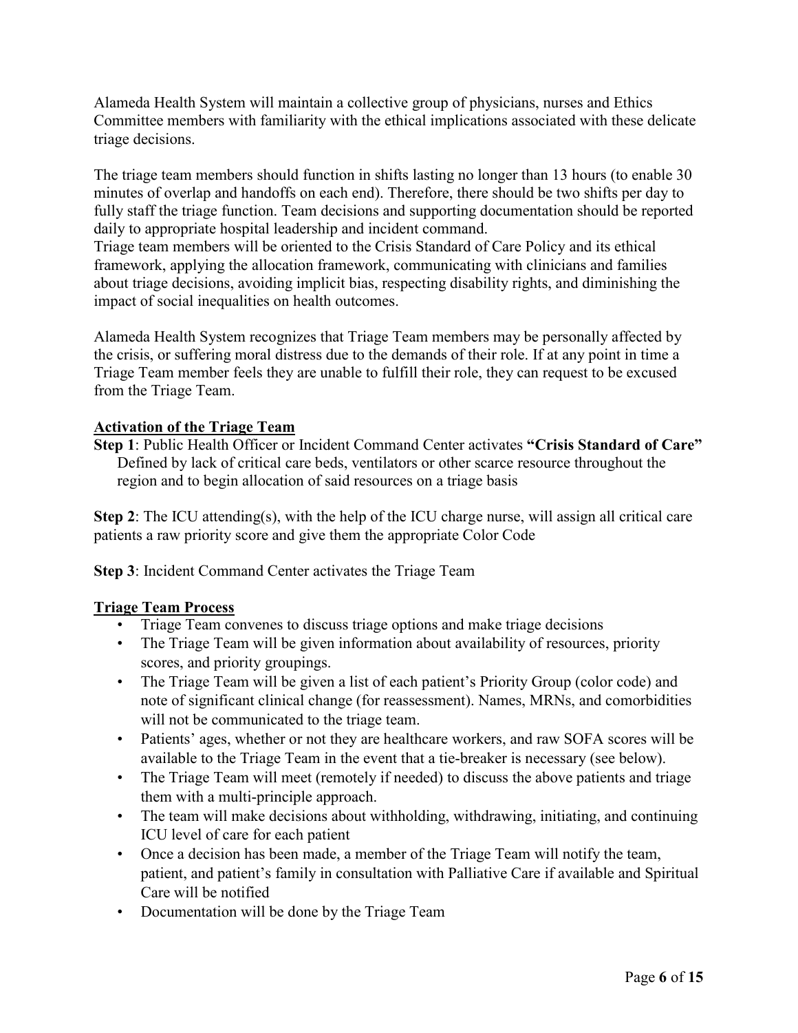Alameda Health System will maintain a collective group of physicians, nurses and Ethics Committee members with familiarity with the ethical implications associated with these delicate triage decisions.

The triage team members should function in shifts lasting no longer than 13 hours (to enable 30 minutes of overlap and handoffs on each end). Therefore, there should be two shifts per day to fully staff the triage function. Team decisions and supporting documentation should be reported daily to appropriate hospital leadership and incident command.

Triage team members will be oriented to the Crisis Standard of Care Policy and its ethical framework, applying the allocation framework, communicating with clinicians and families about triage decisions, avoiding implicit bias, respecting disability rights, and diminishing the impact of social inequalities on health outcomes.

Alameda Health System recognizes that Triage Team members may be personally affected by the crisis, or suffering moral distress due to the demands of their role. If at any point in time a Triage Team member feels they are unable to fulfill their role, they can request to be excused from the Triage Team.

**Activation of the Triage Team**

**Step 1**: Public Health Officer or Incident Command Center activates **"Crisis Standard of Care"** Defined by lack of critical care beds, ventilators or other scarce resource throughout the region and to begin allocation of said resources on a triage basis

**Step 2**: The ICU attending(s), with the help of the ICU charge nurse, will assign all critical care patients a raw priority score and give them the appropriate Color Code

**Step 3**: Incident Command Center activates the Triage Team

**Triage Team Process**

- Triage Team convenes to discuss triage options and make triage decisions
- The Triage Team will be given information about availability of resources, priority scores, and priority groupings.
- The Triage Team will be given a list of each patient's Priority Group (color code) and note of significant clinical change (for reassessment). Names, MRNs, and comorbidities will not be communicated to the triage team.
- Patients' ages, whether or not they are healthcare workers, and raw SOFA scores will be available to the Triage Team in the event that a tie-breaker is necessary (see below).
- The Triage Team will meet (remotely if needed) to discuss the above patients and triage them with a multi-principle approach.
- The team will make decisions about withholding, withdrawing, initiating, and continuing ICU level of care for each patient
- Once a decision has been made, a member of the Triage Team will notify the team, patient, and patient's family in consultation with Palliative Care if available and Spiritual Care will be notified
- Documentation will be done by the Triage Team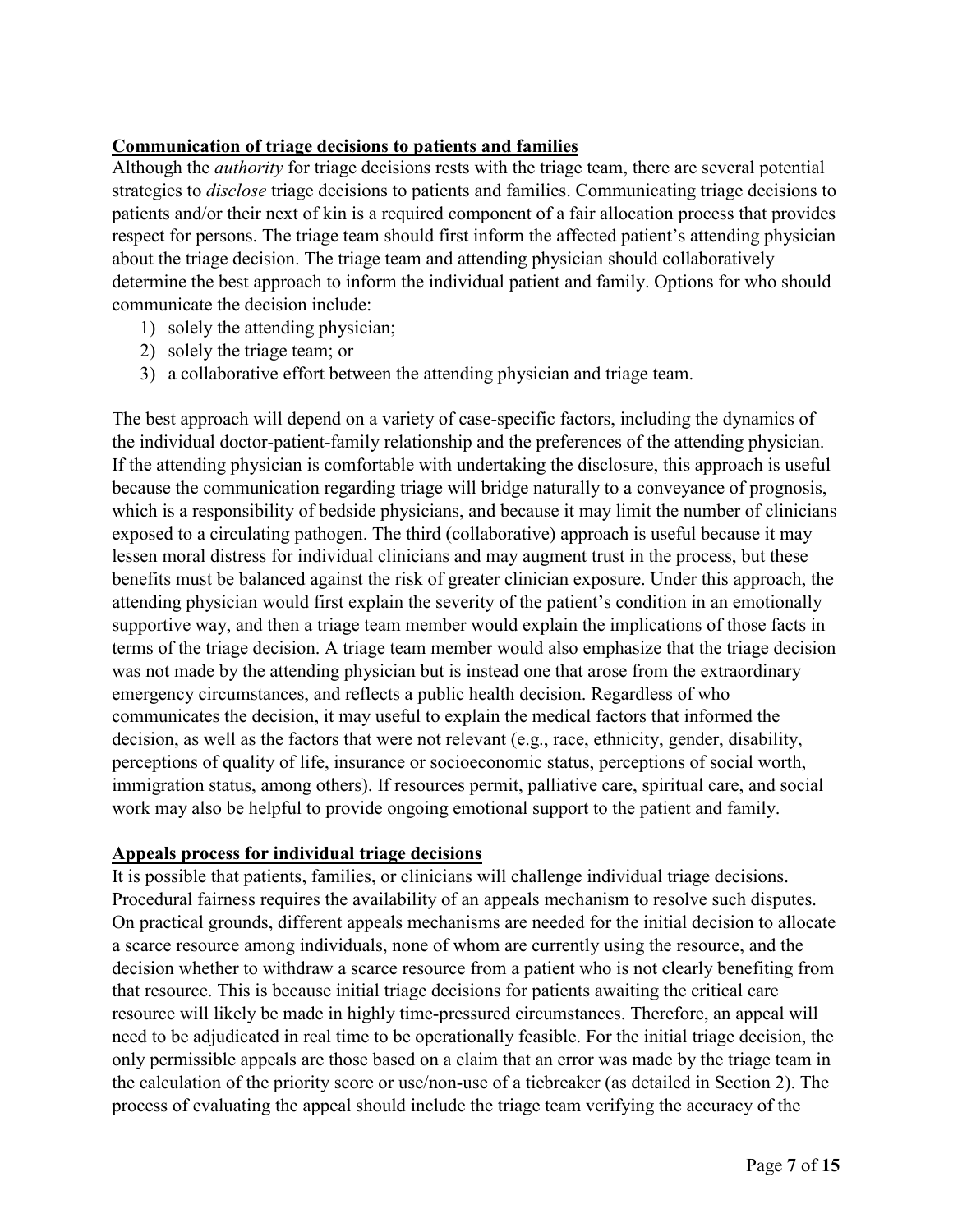**Communication of triage decisions to patients and families**

Although the *authority* for triage decisions rests with the triage team, there are several potential strategies to *disclose* triage decisions to patients and families. Communicating triage decisions to patients and/or their next of kin is a required component of a fair allocation process that provides respect for persons. The triage team should first inform the affected patient's attending physician about the triage decision. The triage team and attending physician should collaboratively determine the best approach to inform the individual patient and family. Options for who should communicate the decision include:

1) solely the attending physician;
2) solely the triage team; or
3) a collaborative effort between the attending physician and triage team.

The best approach will depend on a variety of case-specific factors, including the dynamics of the individual doctor-patient-family relationship and the preferences of the attending physician. If the attending physician is comfortable with undertaking the disclosure, this approach is useful because the communication regarding triage will bridge naturally to a conveyance of prognosis, which is a responsibility of bedside physicians, and because it may limit the number of clinicians exposed to a circulating pathogen. The third (collaborative) approach is useful because it may lessen moral distress for individual clinicians and may augment trust in the process, but these benefits must be balanced against the risk of greater clinician exposure. Under this approach, the attending physician would first explain the severity of the patient's condition in an emotionally supportive way, and then a triage team member would explain the implications of those facts in terms of the triage decision. A triage team member would also emphasize that the triage decision was not made by the attending physician but is instead one that arose from the extraordinary emergency circumstances, and reflects a public health decision. Regardless of who communicates the decision, it may useful to explain the medical factors that informed the decision, as well as the factors that were not relevant (e.g., race, ethnicity, gender, disability, perceptions of quality of life, insurance or socioeconomic status, perceptions of social worth, immigration status, among others). If resources permit, palliative care, spiritual care, and social work may also be helpful to provide ongoing emotional support to the patient and family.

**Appeals process for individual triage decisions**

It is possible that patients, families, or clinicians will challenge individual triage decisions. Procedural fairness requires the availability of an appeals mechanism to resolve such disputes. On practical grounds, different appeals mechanisms are needed for the initial decision to allocate a scarce resource among individuals, none of whom are currently using the resource, and the decision whether to withdraw a scarce resource from a patient who is not clearly benefiting from that resource. This is because initial triage decisions for patients awaiting the critical care resource will likely be made in highly time-pressured circumstances. Therefore, an appeal will need to be adjudicated in real time to be operationally feasible. For the initial triage decision, the only permissible appeals are those based on a claim that an error was made by the triage team in the calculation of the priority score or use/non-use of a tiebreaker (as detailed in Section 2). The process of evaluating the appeal should include the triage team verifying the accuracy of the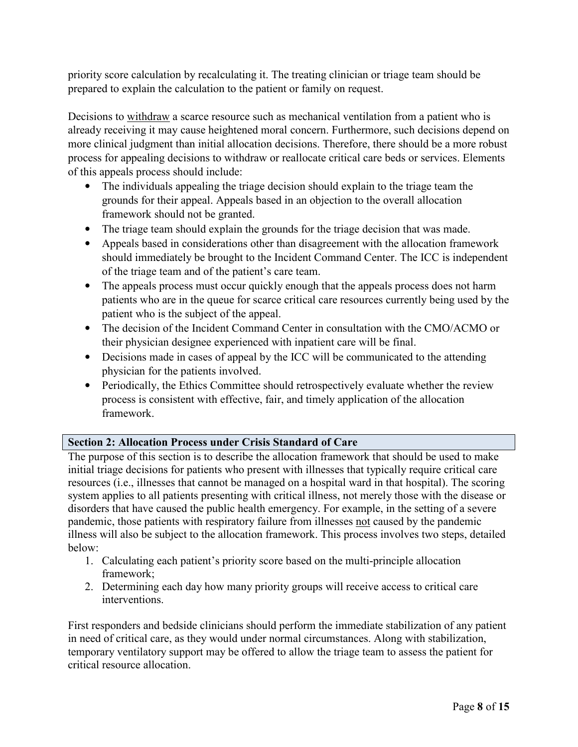priority score calculation by recalculating it. The treating clinician or triage team should be prepared to explain the calculation to the patient or family on request.

Decisions to withdraw a scarce resource such as mechanical ventilation from a patient who is already receiving it may cause heightened moral concern. Furthermore, such decisions depend on more clinical judgment than initial allocation decisions. Therefore, there should be a more robust process for appealing decisions to withdraw or reallocate critical care beds or services. Elements of this appeals process should include:

- The individuals appealing the triage decision should explain to the triage team the grounds for their appeal. Appeals based in an objection to the overall allocation framework should not be granted.
- The triage team should explain the grounds for the triage decision that was made.
- Appeals based in considerations other than disagreement with the allocation framework should immediately be brought to the Incident Command Center. The ICC is independent of the triage team and of the patient's care team.
- The appeals process must occur quickly enough that the appeals process does not harm patients who are in the queue for scarce critical care resources currently being used by the patient who is the subject of the appeal.
- The decision of the Incident Command Center in consultation with the CMO/ACMO or their physician designee experienced with inpatient care will be final.
- Decisions made in cases of appeal by the ICC will be communicated to the attending physician for the patients involved.
- Periodically, the Ethics Committee should retrospectively evaluate whether the review process is consistent with effective, fair, and timely application of the allocation framework.

## Section 2: Allocation Process under Crisis Standard of Care

The purpose of this section is to describe the allocation framework that should be used to make initial triage decisions for patients who present with illnesses that typically require critical care resources (i.e., illnesses that cannot be managed on a hospital ward in that hospital). The scoring system applies to all patients presenting with critical illness, not merely those with the disease or disorders that have caused the public health emergency. For example, in the setting of a severe pandemic, those patients with respiratory failure from illnesses not caused by the pandemic illness will also be subject to the allocation framework. This process involves two steps, detailed below:

1. Calculating each patient's priority score based on the multi-principle allocation framework;
2. Determining each day how many priority groups will receive access to critical care interventions.

First responders and bedside clinicians should perform the immediate stabilization of any patient in need of critical care, as they would under normal circumstances. Along with stabilization, temporary ventilatory support may be offered to allow the triage team to assess the patient for critical resource allocation.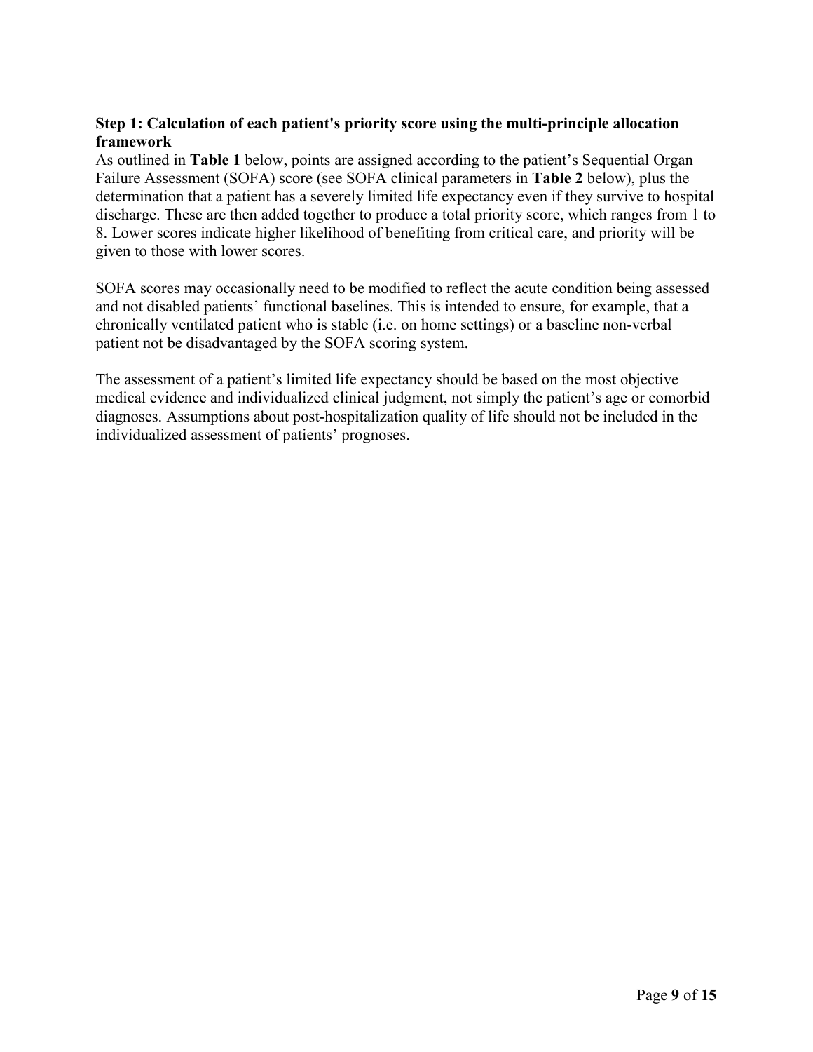### Step 1: Calculation of each patient's priority score using the multi-principle allocation framework

As outlined in **Table 1** below, points are assigned according to the patient's Sequential Organ Failure Assessment (SOFA) score (see SOFA clinical parameters in **Table 2** below), plus the determination that a patient has a severely limited life expectancy even if they survive to hospital discharge. These are then added together to produce a total priority score, which ranges from 1 to 8. Lower scores indicate higher likelihood of benefiting from critical care, and priority will be given to those with lower scores.

SOFA scores may occasionally need to be modified to reflect the acute condition being assessed and not disabled patients' functional baselines. This is intended to ensure, for example, that a chronically ventilated patient who is stable (i.e. on home settings) or a baseline non-verbal patient not be disadvantaged by the SOFA scoring system.

The assessment of a patient's limited life expectancy should be based on the most objective medical evidence and individualized clinical judgment, not simply the patient's age or comorbid diagnoses. Assumptions about post-hospitalization quality of life should not be included in the individualized assessment of patients' prognoses.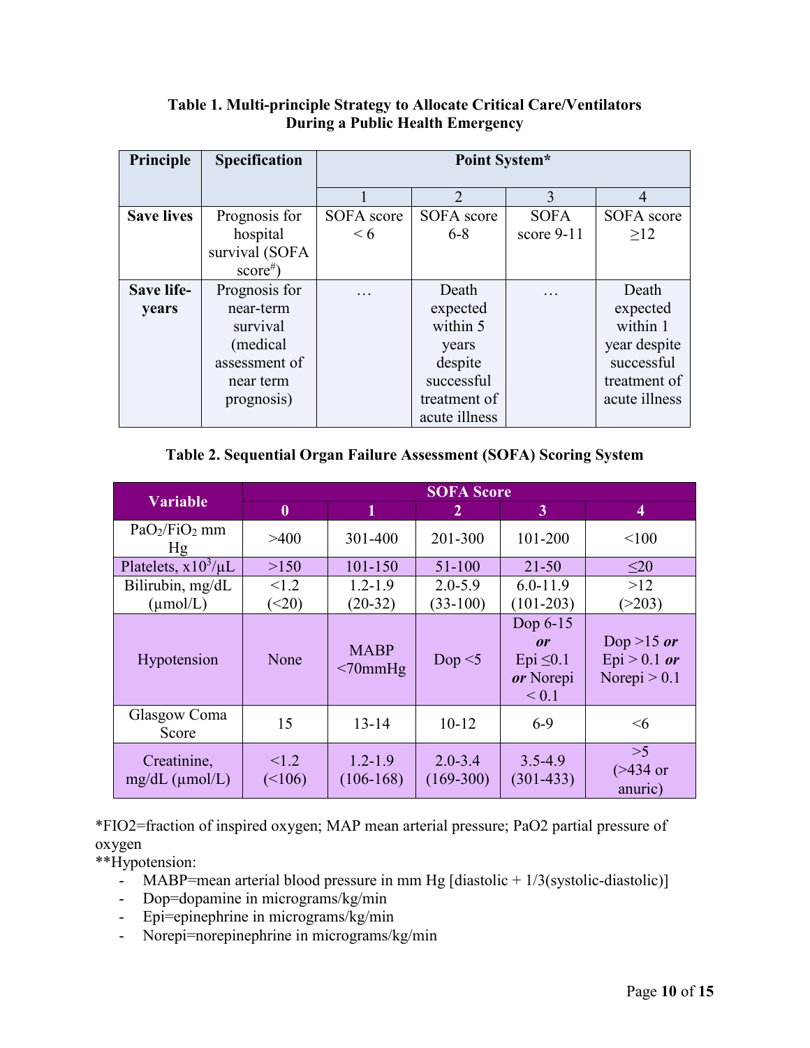**Table 1. Multi-principle Strategy to Allocate Critical Care/Ventilators During a Public Health Emergency**

| Principle | Specification | Point System* | | | |
|---|---|---|---|---|---|
| | | 1 | 2 | 3 | 4 |
| **Save lives** | Prognosis for hospital survival (SOFA score[#]) | SOFA score < 6 | SOFA score 6-8 | SOFA score 9-11 | SOFA score ≥12 |
| **Save life-years** | Prognosis for near-term survival (medical assessment of near term prognosis) | … | Death expected within 5 years despite successful treatment of acute illness | … | Death expected within 1 year despite successful treatment of acute illness |

**Table 2. Sequential Organ Failure Assessment (SOFA) Scoring System**

| Variable | SOFA Score | | | | |
|---|---|---|---|---|---|
| | 0 | 1 | 2 | 3 | 4 |
| $PaO_2/FiO_2$ mm Hg | >400 | 301-400 | 201-300 | 101-200 | <100 |
| Platelets, $x10^3/\mu L$ | >150 | 101-150 | 51-100 | 21-50 | ≤20 |
| Bilirubin, mg/dL (μmol/L) | <1.2 (<20) | 1.2-1.9 (20-32) | 2.0-5.9 (33-100) | 6.0-11.9 (101-203) | >12 (>203) |
| Hypotension | None | MABP <70mmHg | Dop <5 | Dop 6-15 ***or*** Epi ≤0.1 ***or*** Norepi < 0.1 | Dop >15 ***or*** Epi > 0.1 ***or*** Norepi > 0.1 |
| Glasgow Coma Score | 15 | 13-14 | 10-12 | 6-9 | <6 |
| Creatinine, mg/dL (μmol/L) | <1.2 (<106) | 1.2-1.9 (106-168) | 2.0-3.4 (169-300) | 3.5-4.9 (301-433) | >5 (>434 or anuric) |

*FIO2=fraction of inspired oxygen; MAP mean arterial pressure; PaO2 partial pressure of oxygen

**Hypotension:

- MABP=mean arterial blood pressure in mm Hg [diastolic + 1/3(systolic-diastolic)]
- Dop=dopamine in micrograms/kg/min
- Epi=epinephrine in micrograms/kg/min
- Norepi=norepinephrine in micrograms/kg/min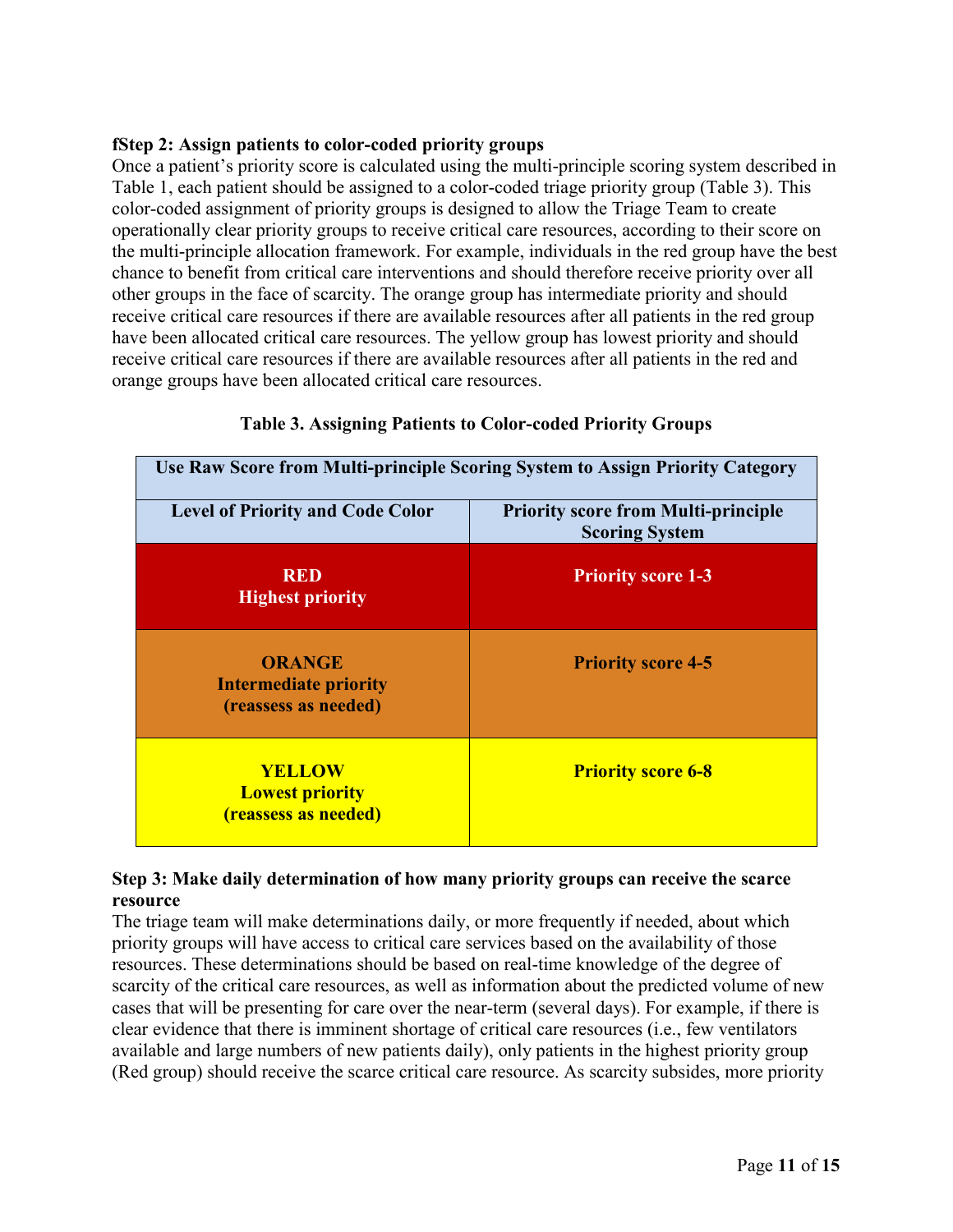**fStep 2: Assign patients to color-coded priority groups**

Once a patient's priority score is calculated using the multi-principle scoring system described in Table 1, each patient should be assigned to a color-coded triage priority group (Table 3). This color-coded assignment of priority groups is designed to allow the Triage Team to create operationally clear priority groups to receive critical care resources, according to their score on the multi-principle allocation framework. For example, individuals in the red group have the best chance to benefit from critical care interventions and should therefore receive priority over all other groups in the face of scarcity. The orange group has intermediate priority and should receive critical care resources if there are available resources after all patients in the red group have been allocated critical care resources. The yellow group has lowest priority and should receive critical care resources if there are available resources after all patients in the red and orange groups have been allocated critical care resources.

**Table 3. Assigning Patients to Color-coded Priority Groups**

| Use Raw Score from Multi-principle Scoring System to Assign Priority Category | |
|---|---|
| **Level of Priority and Code Color** | **Priority score from Multi-principle Scoring System** |
| **RED** Highest priority | **Priority score 1-3** |
| **ORANGE** Intermediate priority (reassess as needed) | **Priority score 4-5** |
| **YELLOW** Lowest priority (reassess as needed) | **Priority score 6-8** |

**Step 3: Make daily determination of how many priority groups can receive the scarce resource**

The triage team will make determinations daily, or more frequently if needed, about which priority groups will have access to critical care services based on the availability of those resources. These determinations should be based on real-time knowledge of the degree of scarcity of the critical care resources, as well as information about the predicted volume of new cases that will be presenting for care over the near-term (several days). For example, if there is clear evidence that there is imminent shortage of critical care resources (i.e., few ventilators available and large numbers of new patients daily), only patients in the highest priority group (Red group) should receive the scarce critical care resource. As scarcity subsides, more priority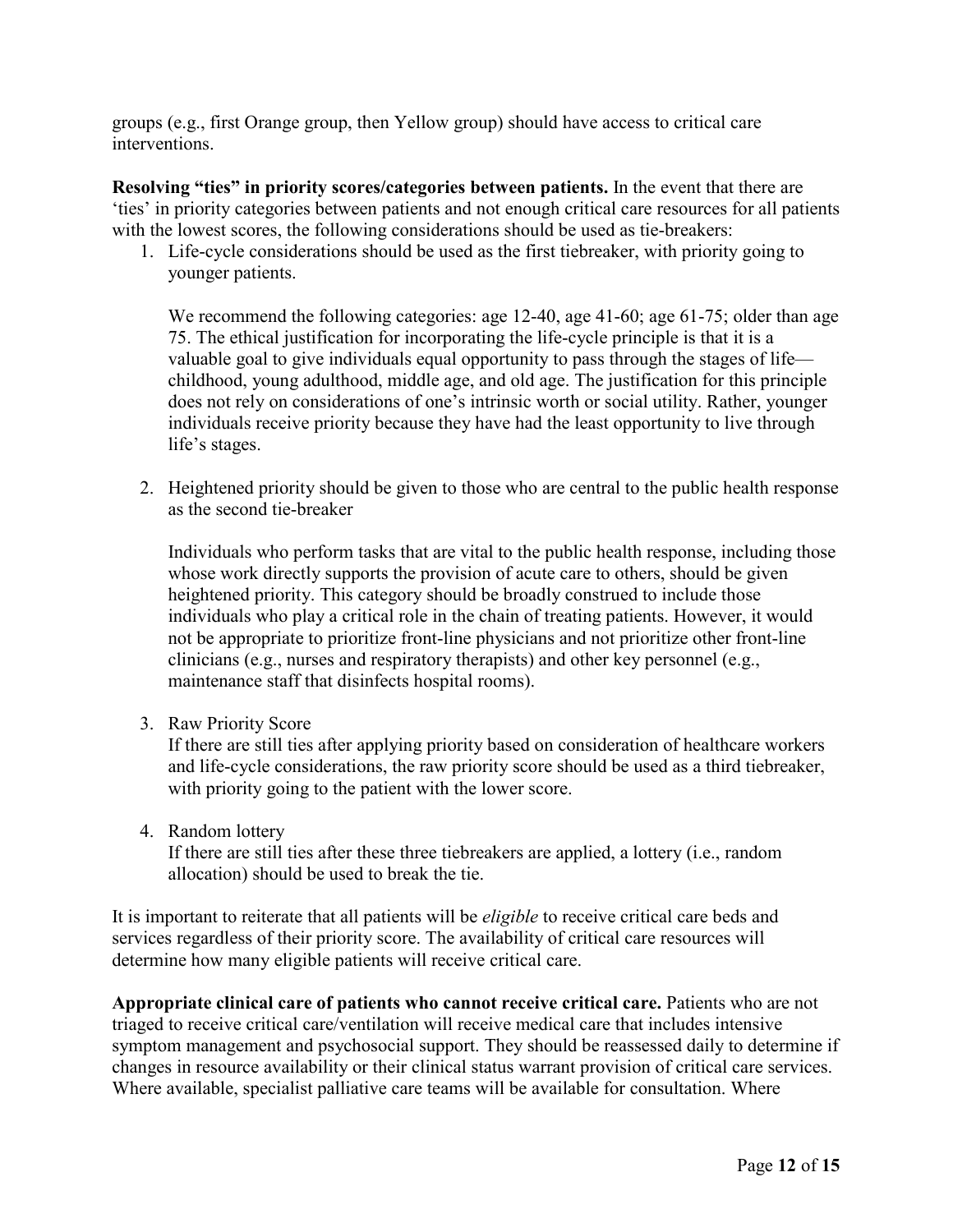groups (e.g., first Orange group, then Yellow group) should have access to critical care interventions.

**Resolving "ties" in priority scores/categories between patients.** In the event that there are 'ties' in priority categories between patients and not enough critical care resources for all patients with the lowest scores, the following considerations should be used as tie-breakers:

1. Life-cycle considerations should be used as the first tiebreaker, with priority going to younger patients.

   We recommend the following categories: age 12-40, age 41-60; age 61-75; older than age 75. The ethical justification for incorporating the life-cycle principle is that it is a valuable goal to give individuals equal opportunity to pass through the stages of life—childhood, young adulthood, middle age, and old age. The justification for this principle does not rely on considerations of one's intrinsic worth or social utility. Rather, younger individuals receive priority because they have had the least opportunity to live through life's stages.

2. Heightened priority should be given to those who are central to the public health response as the second tie-breaker

   Individuals who perform tasks that are vital to the public health response, including those whose work directly supports the provision of acute care to others, should be given heightened priority. This category should be broadly construed to include those individuals who play a critical role in the chain of treating patients. However, it would not be appropriate to prioritize front-line physicians and not prioritize other front-line clinicians (e.g., nurses and respiratory therapists) and other key personnel (e.g., maintenance staff that disinfects hospital rooms).

3. Raw Priority Score
   If there are still ties after applying priority based on consideration of healthcare workers and life-cycle considerations, the raw priority score should be used as a third tiebreaker, with priority going to the patient with the lower score.

4. Random lottery
   If there are still ties after these three tiebreakers are applied, a lottery (i.e., random allocation) should be used to break the tie.

It is important to reiterate that all patients will be *eligible* to receive critical care beds and services regardless of their priority score. The availability of critical care resources will determine how many eligible patients will receive critical care.

**Appropriate clinical care of patients who cannot receive critical care.** Patients who are not triaged to receive critical care/ventilation will receive medical care that includes intensive symptom management and psychosocial support. They should be reassessed daily to determine if changes in resource availability or their clinical status warrant provision of critical care services. Where available, specialist palliative care teams will be available for consultation. Where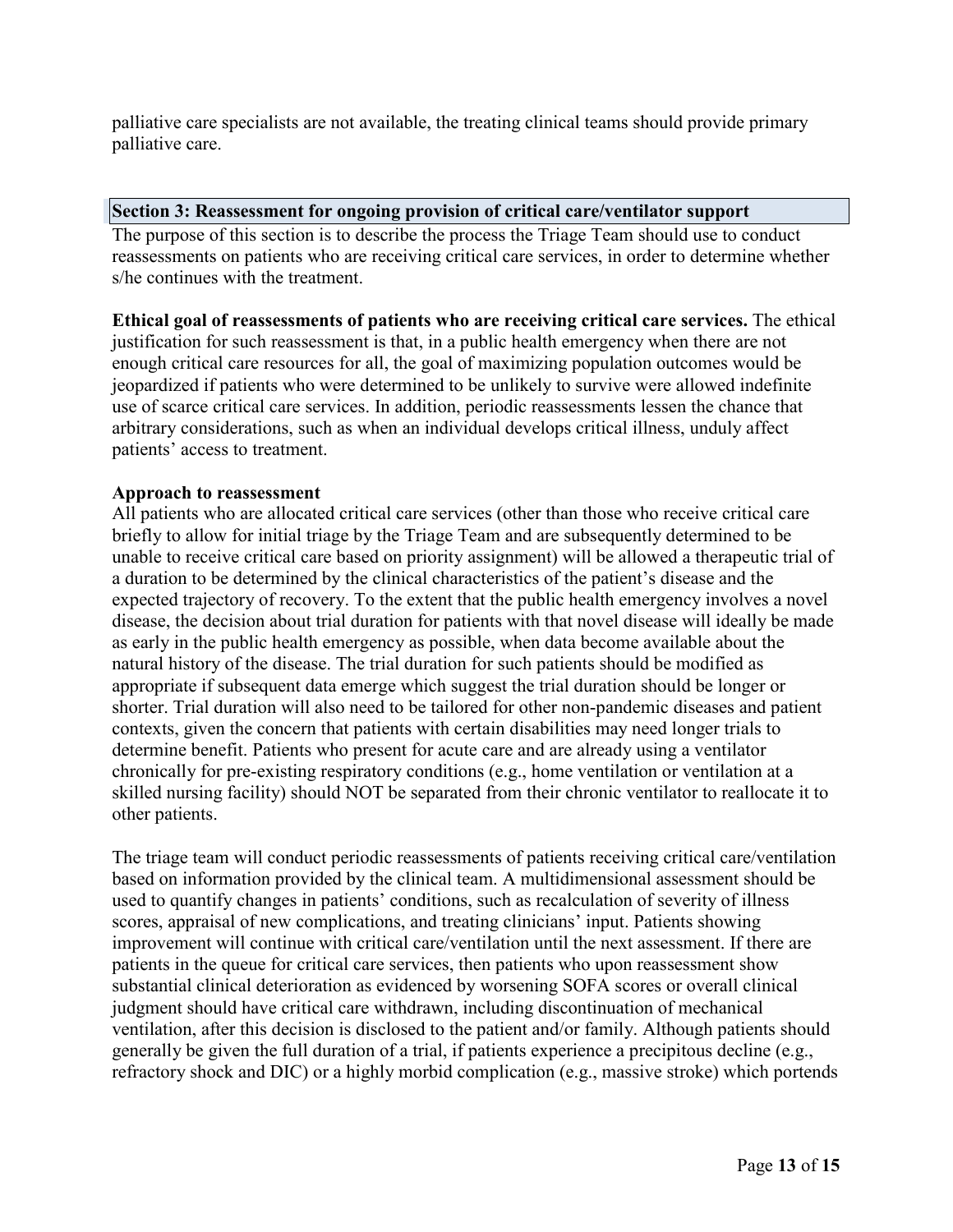palliative care specialists are not available, the treating clinical teams should provide primary palliative care.

## Section 3: Reassessment for ongoing provision of critical care/ventilator support

The purpose of this section is to describe the process the Triage Team should use to conduct reassessments on patients who are receiving critical care services, in order to determine whether s/he continues with the treatment.

**Ethical goal of reassessments of patients who are receiving critical care services.** The ethical justification for such reassessment is that, in a public health emergency when there are not enough critical care resources for all, the goal of maximizing population outcomes would be jeopardized if patients who were determined to be unlikely to survive were allowed indefinite use of scarce critical care services. In addition, periodic reassessments lessen the chance that arbitrary considerations, such as when an individual develops critical illness, unduly affect patients' access to treatment.

**Approach to reassessment**

All patients who are allocated critical care services (other than those who receive critical care briefly to allow for initial triage by the Triage Team and are subsequently determined to be unable to receive critical care based on priority assignment) will be allowed a therapeutic trial of a duration to be determined by the clinical characteristics of the patient's disease and the expected trajectory of recovery. To the extent that the public health emergency involves a novel disease, the decision about trial duration for patients with that novel disease will ideally be made as early in the public health emergency as possible, when data become available about the natural history of the disease. The trial duration for such patients should be modified as appropriate if subsequent data emerge which suggest the trial duration should be longer or shorter. Trial duration will also need to be tailored for other non-pandemic diseases and patient contexts, given the concern that patients with certain disabilities may need longer trials to determine benefit. Patients who present for acute care and are already using a ventilator chronically for pre-existing respiratory conditions (e.g., home ventilation or ventilation at a skilled nursing facility) should NOT be separated from their chronic ventilator to reallocate it to other patients.

The triage team will conduct periodic reassessments of patients receiving critical care/ventilation based on information provided by the clinical team. A multidimensional assessment should be used to quantify changes in patients' conditions, such as recalculation of severity of illness scores, appraisal of new complications, and treating clinicians' input. Patients showing improvement will continue with critical care/ventilation until the next assessment. If there are patients in the queue for critical care services, then patients who upon reassessment show substantial clinical deterioration as evidenced by worsening SOFA scores or overall clinical judgment should have critical care withdrawn, including discontinuation of mechanical ventilation, after this decision is disclosed to the patient and/or family. Although patients should generally be given the full duration of a trial, if patients experience a precipitous decline (e.g., refractory shock and DIC) or a highly morbid complication (e.g., massive stroke) which portends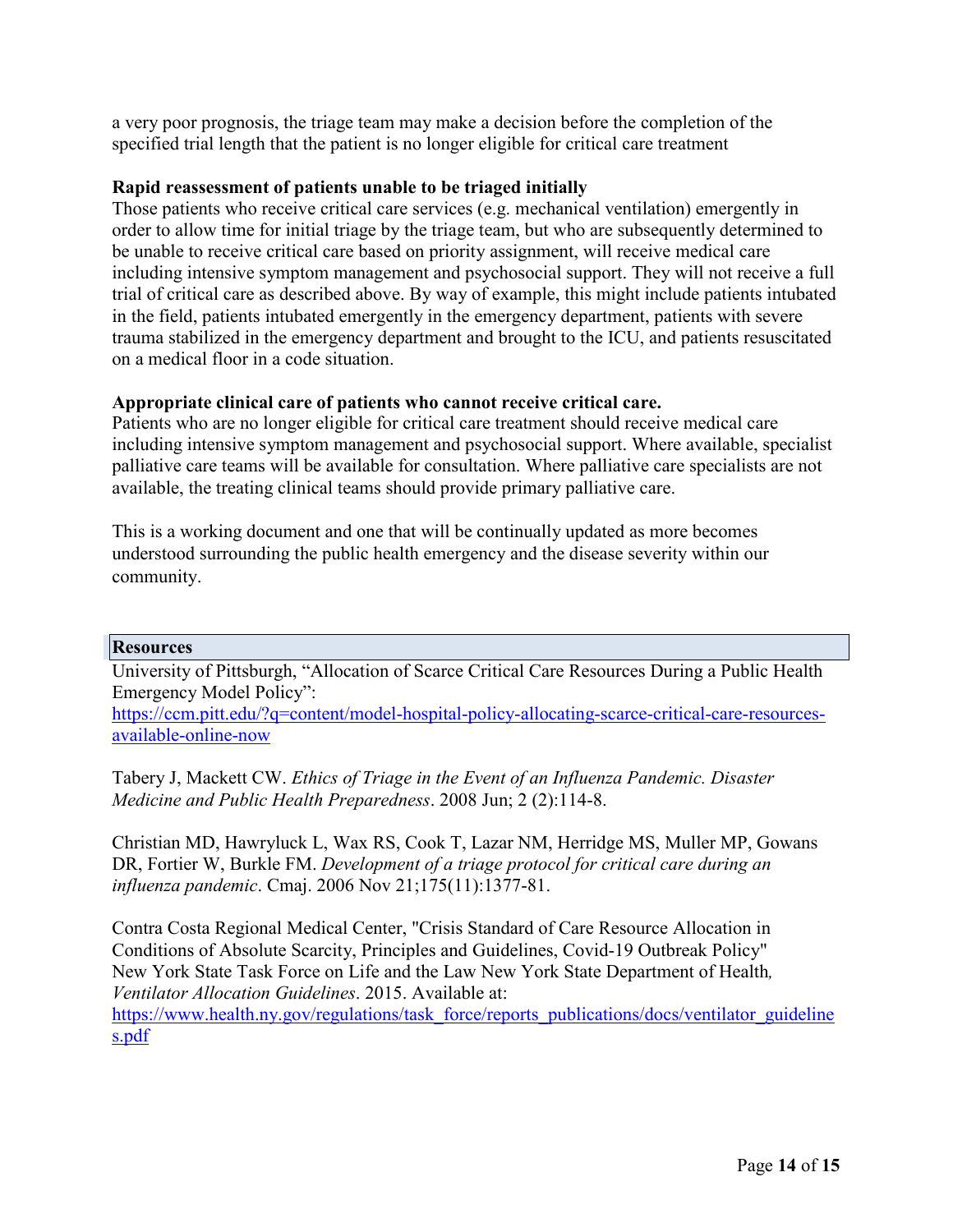a very poor prognosis, the triage team may make a decision before the completion of the specified trial length that the patient is no longer eligible for critical care treatment

**Rapid reassessment of patients unable to be triaged initially**

Those patients who receive critical care services (e.g. mechanical ventilation) emergently in order to allow time for initial triage by the triage team, but who are subsequently determined to be unable to receive critical care based on priority assignment, will receive medical care including intensive symptom management and psychosocial support. They will not receive a full trial of critical care as described above. By way of example, this might include patients intubated in the field, patients intubated emergently in the emergency department, patients with severe trauma stabilized in the emergency department and brought to the ICU, and patients resuscitated on a medical floor in a code situation.

**Appropriate clinical care of patients who cannot receive critical care.**

Patients who are no longer eligible for critical care treatment should receive medical care including intensive symptom management and psychosocial support. Where available, specialist palliative care teams will be available for consultation. Where palliative care specialists are not available, the treating clinical teams should provide primary palliative care.

This is a working document and one that will be continually updated as more becomes understood surrounding the public health emergency and the disease severity within our community.

## Resources

University of Pittsburgh, "Allocation of Scarce Critical Care Resources During a Public Health Emergency Model Policy": https://ccm.pitt.edu/?q=content/model-hospital-policy-allocating-scarce-critical-care-resources-available-online-now

Tabery J, Mackett CW. *Ethics of Triage in the Event of an Influenza Pandemic. Disaster Medicine and Public Health Preparedness*. 2008 Jun; 2 (2):114-8.

Christian MD, Hawryluck L, Wax RS, Cook T, Lazar NM, Herridge MS, Muller MP, Gowans DR, Fortier W, Burkle FM. *Development of a triage protocol for critical care during an influenza pandemic*. Cmaj. 2006 Nov 21;175(11):1377-81.

Contra Costa Regional Medical Center, "Crisis Standard of Care Resource Allocation in Conditions of Absolute Scarcity, Principles and Guidelines, Covid-19 Outbreak Policy"
New York State Task Force on Life and the Law New York State Department of Health*, Ventilator Allocation Guidelines*. 2015. Available at: https://www.health.ny.gov/regulations/task_force/reports_publications/docs/ventilator_guidelines.pdf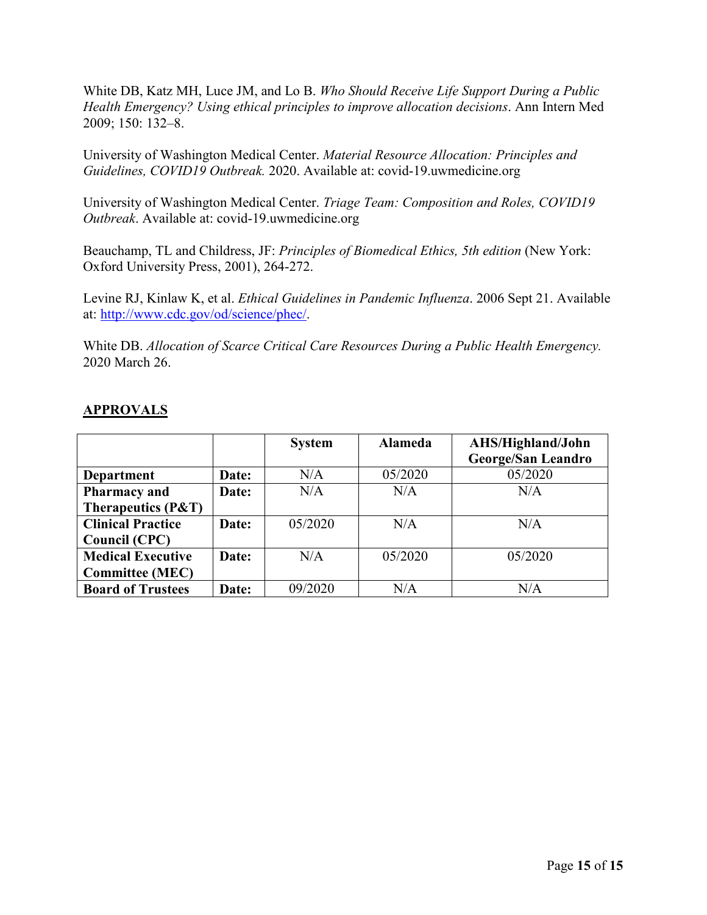White DB, Katz MH, Luce JM, and Lo B. *Who Should Receive Life Support During a Public Health Emergency? Using ethical principles to improve allocation decisions*. Ann Intern Med 2009; 150: 132–8.

University of Washington Medical Center. *Material Resource Allocation: Principles and Guidelines, COVID19 Outbreak.* 2020. Available at: covid-19.uwmedicine.org

University of Washington Medical Center. *Triage Team: Composition and Roles, COVID19 Outbreak*. Available at: covid-19.uwmedicine.org

Beauchamp, TL and Childress, JF: *Principles of Biomedical Ethics, 5th edition* (New York: Oxford University Press, 2001), 264-272.

Levine RJ, Kinlaw K, et al. *Ethical Guidelines in Pandemic Influenza*. 2006 Sept 21. Available at: http://www.cdc.gov/od/science/phec/.

White DB. *Allocation of Scarce Critical Care Resources During a Public Health Emergency.* 2020 March 26.

## APPROVALS

| | | System | Alameda | AHS/Highland/John George/San Leandro |
|---|---|---|---|---|
| **Department** | **Date:** | N/A | 05/2020 | 05/2020 |
| **Pharmacy and Therapeutics (P&T)** | **Date:** | N/A | N/A | N/A |
| **Clinical Practice Council (CPC)** | **Date:** | 05/2020 | N/A | N/A |
| **Medical Executive Committee (MEC)** | **Date:** | N/A | 05/2020 | 05/2020 |
| **Board of Trustees** | **Date:** | 09/2020 | N/A | N/A |